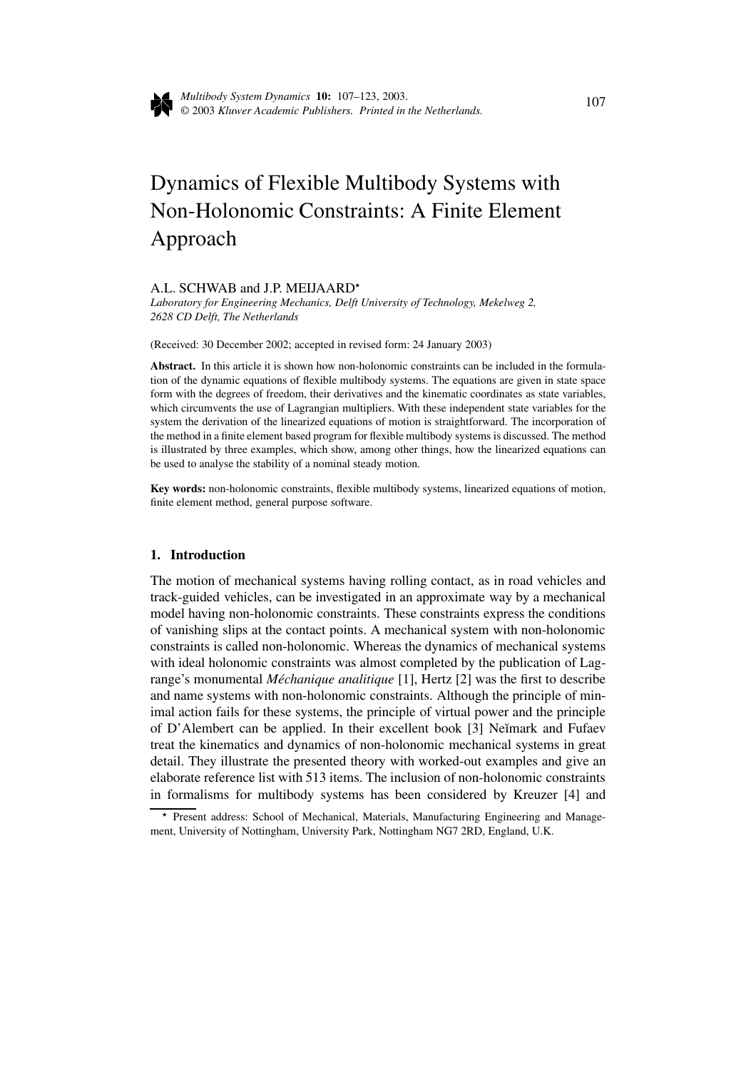# Dynamics of Flexible Multibody Systems with Non-Holonomic Constraints: A Finite Element Approach

A.L. SCHWAB and J.P. MEIJAARD*

*Laboratory for Engineering Mechanics, Delft University of Technology, Mekelweg 2, 2628 CD Delft, The Netherlands*

(Received: 30 December 2002; accepted in revised form: 24 January 2003)

**Abstract.** In this article it is shown how non-holonomic constraints can be included in the formulation of the dynamic equations of flexible multibody systems. The equations are given in state space form with the degrees of freedom, their derivatives and the kinematic coordinates as state variables, which circumvents the use of Lagrangian multipliers. With these independent state variables for the system the derivation of the linearized equations of motion is straightforward. The incorporation of the method in a finite element based program for flexible multibody systems is discussed. The method is illustrated by three examples, which show, among other things, how the linearized equations can be used to analyse the stability of a nominal steady motion.

**Key words:** non-holonomic constraints, flexible multibody systems, linearized equations of motion, finite element method, general purpose software.

## 1. Introduction

The motion of mechanical systems having rolling contact, as in road vehicles and track-guided vehicles, can be investigated in an approximate way by a mechanical model having non-holonomic constraints. These constraints express the conditions of vanishing slips at the contact points. A mechanical system with non-holonomic constraints is called non-holonomic. Whereas the dynamics of mechanical systems with ideal holonomic constraints was almost completed by the publication of Lagrange's monumental *Méchanique analitique* [1], Hertz [2] was the first to describe and name systems with non-holonomic constraints. Although the principle of minimal action fails for these systems, the principle of virtual power and the principle of D'Alembert can be applied. In their excellent book [3] Neĭmark and Fufaev treat the kinematics and dynamics of non-holonomic mechanical systems in great detail. They illustrate the presented theory with worked-out examples and give an elaborate reference list with 513 items. The inclusion of non-holonomic constraints in formalisms for multibody systems has been considered by Kreuzer [4] and

* Present address: School of Mechanical, Materials, Manufacturing Engineering and Management, University of Nottingham, University Park, Nottingham NG7 2RD, England, U.K.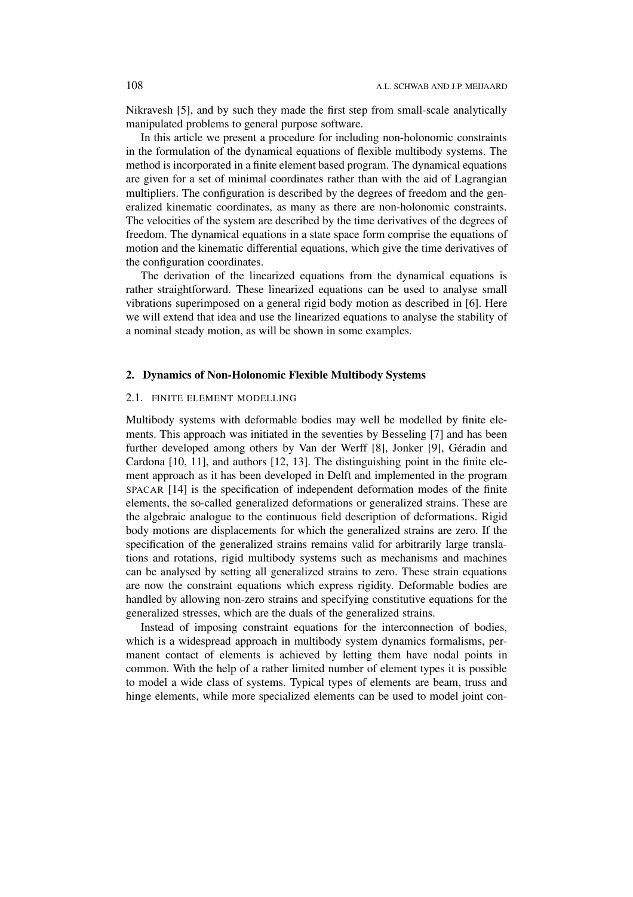Nikravesh [5], and by such they made the first step from small-scale analytically manipulated problems to general purpose software.

In this article we present a procedure for including non-holonomic constraints in the formulation of the dynamical equations of flexible multibody systems. The method is incorporated in a finite element based program. The dynamical equations are given for a set of minimal coordinates rather than with the aid of Lagrangian multipliers. The configuration is described by the degrees of freedom and the generalized kinematic coordinates, as many as there are non-holonomic constraints. The velocities of the system are described by the time derivatives of the degrees of freedom. The dynamical equations in a state space form comprise the equations of motion and the kinematic differential equations, which give the time derivatives of the configuration coordinates.

The derivation of the linearized equations from the dynamical equations is rather straightforward. These linearized equations can be used to analyse small vibrations superimposed on a general rigid body motion as described in [6]. Here we will extend that idea and use the linearized equations to analyse the stability of a nominal steady motion, as will be shown in some examples.

## 2. Dynamics of Non-Holonomic Flexible Multibody Systems

### 2.1. Finite Element Modelling

Multibody systems with deformable bodies may well be modelled by finite elements. This approach was initiated in the seventies by Besseling [7] and has been further developed among others by Van der Werff [8], Jonker [9], Géradin and Cardona [10, 11], and authors [12, 13]. The distinguishing point in the finite element approach as it has been developed in Delft and implemented in the program SPACAR [14] is the specification of independent deformation modes of the finite elements, the so-called generalized deformations or generalized strains. These are the algebraic analogue to the continuous field description of deformations. Rigid body motions are displacements for which the generalized strains are zero. If the specification of the generalized strains remains valid for arbitrarily large translations and rotations, rigid multibody systems such as mechanisms and machines can be analysed by setting all generalized strains to zero. These strain equations are now the constraint equations which express rigidity. Deformable bodies are handled by allowing non-zero strains and specifying constitutive equations for the generalized stresses, which are the duals of the generalized strains.

Instead of imposing constraint equations for the interconnection of bodies, which is a widespread approach in multibody system dynamics formalisms, permanent contact of elements is achieved by letting them have nodal points in common. With the help of a rather limited number of element types it is possible to model a wide class of systems. Typical types of elements are beam, truss and hinge elements, while more specialized elements can be used to model joint con-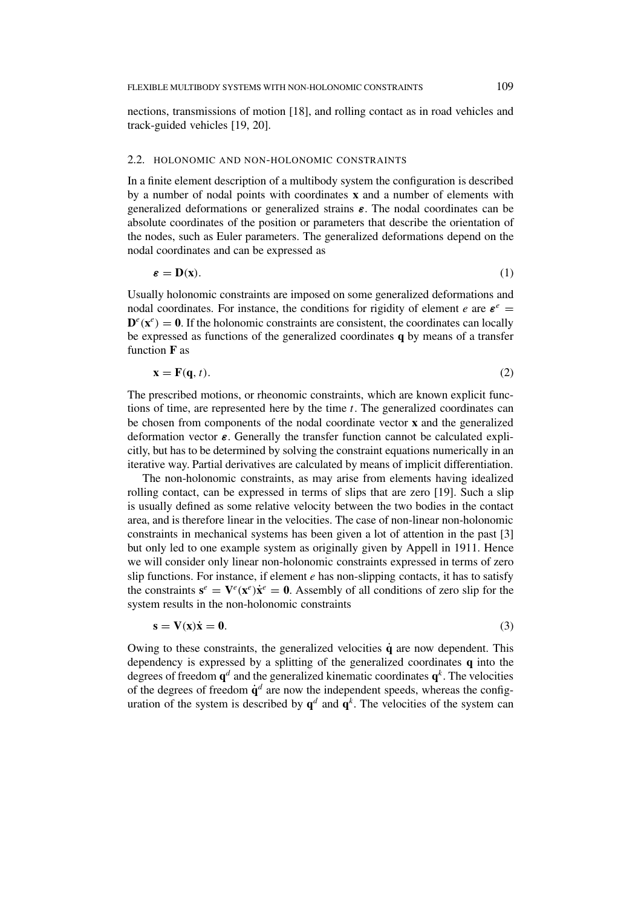nections, transmissions of motion [18], and rolling contact as in road vehicles and track-guided vehicles [19, 20].

## 2.2. HOLONOMIC AND NON-HOLONOMIC CONSTRAINTS

In a finite element description of a multibody system the configuration is described by a number of nodal points with coordinates $\mathbf{x}$ and a number of elements with generalized deformations or generalized strains $\boldsymbol{\varepsilon}$. The nodal coordinates can be absolute coordinates of the position or parameters that describe the orientation of the nodes, such as Euler parameters. The generalized deformations depend on the nodal coordinates and can be expressed as

$$\boldsymbol{\varepsilon} = \mathbf{D}(\mathbf{x}). \tag{1}$$

Usually holonomic constraints are imposed on some generalized deformations and nodal coordinates. For instance, the conditions for rigidity of element $e$ are $\boldsymbol{\varepsilon}^e = \mathbf{D}^e(\mathbf{x}^e) = \mathbf{0}$. If the holonomic constraints are consistent, the coordinates can locally be expressed as functions of the generalized coordinates $\mathbf{q}$ by means of a transfer function $\mathbf{F}$ as

$$\mathbf{x} = \mathbf{F}(\mathbf{q}, t). \tag{2}$$

The prescribed motions, or rheonomic constraints, which are known explicit functions of time, are represented here by the time $t$. The generalized coordinates can be chosen from components of the nodal coordinate vector $\mathbf{x}$ and the generalized deformation vector $\boldsymbol{\varepsilon}$. Generally the transfer function cannot be calculated explicitly, but has to be determined by solving the constraint equations numerically in an iterative way. Partial derivatives are calculated by means of implicit differentiation.

The non-holonomic constraints, as may arise from elements having idealized rolling contact, can be expressed in terms of slips that are zero [19]. Such a slip is usually defined as some relative velocity between the two bodies in the contact area, and is therefore linear in the velocities. The case of non-linear non-holonomic constraints in mechanical systems has been given a lot of attention in the past [3] but only led to one example system as originally given by Appell in 1911. Hence we will consider only linear non-holonomic constraints expressed in terms of zero slip functions. For instance, if element $e$ has non-slipping contacts, it has to satisfy the constraints $\mathbf{s}^e = \mathbf{V}^e(\mathbf{x}^e)\dot{\mathbf{x}}^e = \mathbf{0}$. Assembly of all conditions of zero slip for the system results in the non-holonomic constraints

$$\mathbf{s} = \mathbf{V}(\mathbf{x})\dot{\mathbf{x}} = \mathbf{0}. \tag{3}$$

Owing to these constraints, the generalized velocities $\dot{\mathbf{q}}$ are now dependent. This dependency is expressed by a splitting of the generalized coordinates $\mathbf{q}$ into the degrees of freedom $\mathbf{q}^d$ and the generalized kinematic coordinates $\mathbf{q}^k$. The velocities of the degrees of freedom $\dot{\mathbf{q}}^d$ are now the independent speeds, whereas the configuration of the system is described by $\mathbf{q}^d$ and $\mathbf{q}^k$. The velocities of the system can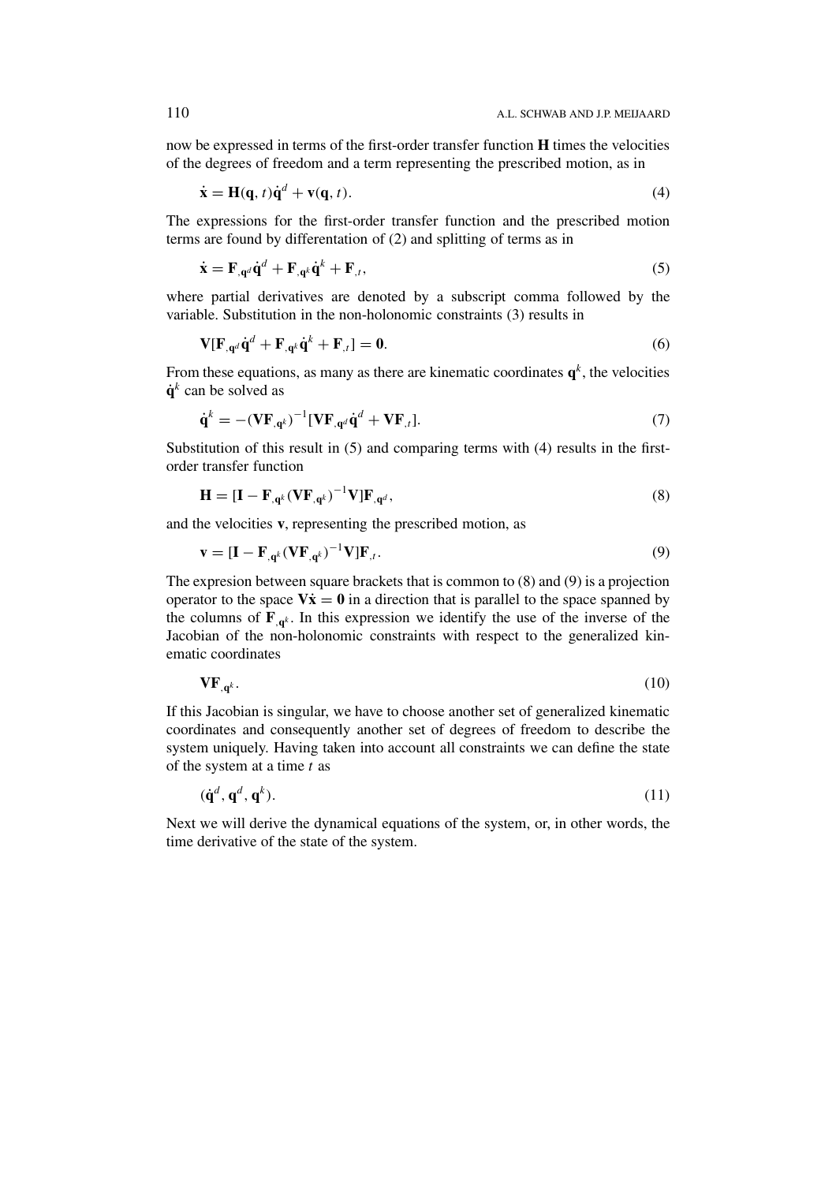now be expressed in terms of the first-order transfer function $\mathbf{H}$ times the velocities of the degrees of freedom and a term representing the prescribed motion, as in

$$\dot{\mathbf{x}} = \mathbf{H}(\mathbf{q}, t)\dot{\mathbf{q}}^d + \mathbf{v}(\mathbf{q}, t). \tag{4}$$

The expressions for the first-order transfer function and the prescribed motion terms are found by differentation of (2) and splitting of terms as in

$$\dot{\mathbf{x}} = \mathbf{F}_{,\mathbf{q}^d}\dot{\mathbf{q}}^d + \mathbf{F}_{,\mathbf{q}^k}\dot{\mathbf{q}}^k + \mathbf{F}_{,t}, \tag{5}$$

where partial derivatives are denoted by a subscript comma followed by the variable. Substitution in the non-holonomic constraints (3) results in

$$\mathbf{V}[\mathbf{F}_{,\mathbf{q}^d}\dot{\mathbf{q}}^d + \mathbf{F}_{,\mathbf{q}^k}\dot{\mathbf{q}}^k + \mathbf{F}_{,t}] = \mathbf{0}. \tag{6}$$

From these equations, as many as there are kinematic coordinates $\mathbf{q}^k$, the velocities $\dot{\mathbf{q}}^k$ can be solved as

$$\dot{\mathbf{q}}^k = -(\mathbf{V}\mathbf{F}_{,\mathbf{q}^k})^{-1}[\mathbf{V}\mathbf{F}_{,\mathbf{q}^d}\dot{\mathbf{q}}^d + \mathbf{V}\mathbf{F}_{,t}]. \tag{7}$$

Substitution of this result in (5) and comparing terms with (4) results in the first-order transfer function

$$\mathbf{H} = [\mathbf{I} - \mathbf{F}_{,\mathbf{q}^k}(\mathbf{V}\mathbf{F}_{,\mathbf{q}^k})^{-1}\mathbf{V}]\mathbf{F}_{,\mathbf{q}^d}, \tag{8}$$

and the velocities $\mathbf{v}$, representing the prescribed motion, as

$$\mathbf{v} = [\mathbf{I} - \mathbf{F}_{,\mathbf{q}^k}(\mathbf{V}\mathbf{F}_{,\mathbf{q}^k})^{-1}\mathbf{V}]\mathbf{F}_{,t}. \tag{9}$$

The expresion between square brackets that is common to (8) and (9) is a projection operator to the space $\mathbf{V}\dot{\mathbf{x}} = \mathbf{0}$ in a direction that is parallel to the space spanned by the columns of $\mathbf{F}_{,\mathbf{q}^k}$. In this expression we identify the use of the inverse of the Jacobian of the non-holonomic constraints with respect to the generalized kinematic coordinates

$$\mathbf{V}\mathbf{F}_{,\mathbf{q}^k}. \tag{10}$$

If this Jacobian is singular, we have to choose another set of generalized kinematic coordinates and consequently another set of degrees of freedom to describe the system uniquely. Having taken into account all constraints we can define the state of the system at a time $t$ as

$$(\dot{\mathbf{q}}^d, \mathbf{q}^d, \mathbf{q}^k). \tag{11}$$

Next we will derive the dynamical equations of the system, or, in other words, the time derivative of the state of the system.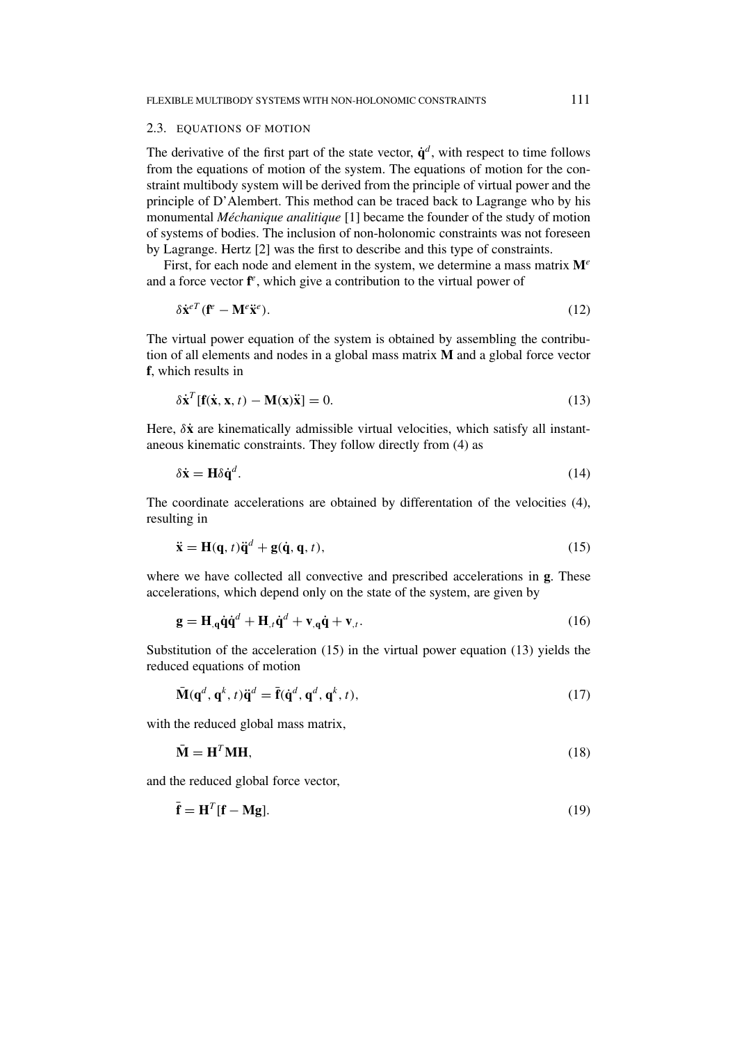### 2.3. EQUATIONS OF MOTION

The derivative of the first part of the state vector, $\dot{\mathbf{q}}^d$, with respect to time follows from the equations of motion of the system. The equations of motion for the constraint multibody system will be derived from the principle of virtual power and the principle of D'Alembert. This method can be traced back to Lagrange who by his monumental *Méchanique analitique* [1] became the founder of the study of motion of systems of bodies. The inclusion of non-holonomic constraints was not foreseen by Lagrange. Hertz [2] was the first to describe and this type of constraints.

First, for each node and element in the system, we determine a mass matrix $\mathbf{M}^e$ and a force vector $\mathbf{f}^e$, which give a contribution to the virtual power of

$$\delta\dot{\mathbf{x}}^{eT}(\mathbf{f}^e - \mathbf{M}^e\ddot{\mathbf{x}}^e). \tag{12}$$

The virtual power equation of the system is obtained by assembling the contribution of all elements and nodes in a global mass matrix $\mathbf{M}$ and a global force vector $\mathbf{f}$, which results in

$$\delta\dot{\mathbf{x}}^T[\mathbf{f}(\dot{\mathbf{x}}, \mathbf{x}, t) - \mathbf{M}(\mathbf{x})\ddot{\mathbf{x}}] = 0. \tag{13}$$

Here, $\delta\dot{\mathbf{x}}$ are kinematically admissible virtual velocities, which satisfy all instantaneous kinematic constraints. They follow directly from (4) as

$$\delta\dot{\mathbf{x}} = \mathbf{H}\delta\dot{\mathbf{q}}^d. \tag{14}$$

The coordinate accelerations are obtained by differentation of the velocities (4), resulting in

$$\ddot{\mathbf{x}} = \mathbf{H}(\mathbf{q}, t)\ddot{\mathbf{q}}^d + \mathbf{g}(\dot{\mathbf{q}}, \mathbf{q}, t), \tag{15}$$

where we have collected all convective and prescribed accelerations in $\mathbf{g}$. These accelerations, which depend only on the state of the system, are given by

$$\mathbf{g} = \mathbf{H}_{,\mathbf{q}}\dot{\mathbf{q}}\dot{\mathbf{q}}^d + \mathbf{H}_{,t}\dot{\mathbf{q}}^d + \mathbf{v}_{,\mathbf{q}}\dot{\mathbf{q}} + \mathbf{v}_{,t}. \tag{16}$$

Substitution of the acceleration (15) in the virtual power equation (13) yields the reduced equations of motion

$$\bar{\mathbf{M}}(\mathbf{q}^d, \mathbf{q}^k, t)\ddot{\mathbf{q}}^d = \bar{\mathbf{f}}(\dot{\mathbf{q}}^d, \mathbf{q}^d, \mathbf{q}^k, t), \tag{17}$$

with the reduced global mass matrix,

$$\bar{\mathbf{M}} = \mathbf{H}^T\mathbf{M}\mathbf{H}, \tag{18}$$

and the reduced global force vector,

$$\bar{\mathbf{f}} = \mathbf{H}^T[\mathbf{f} - \mathbf{M}\mathbf{g}]. \tag{19}$$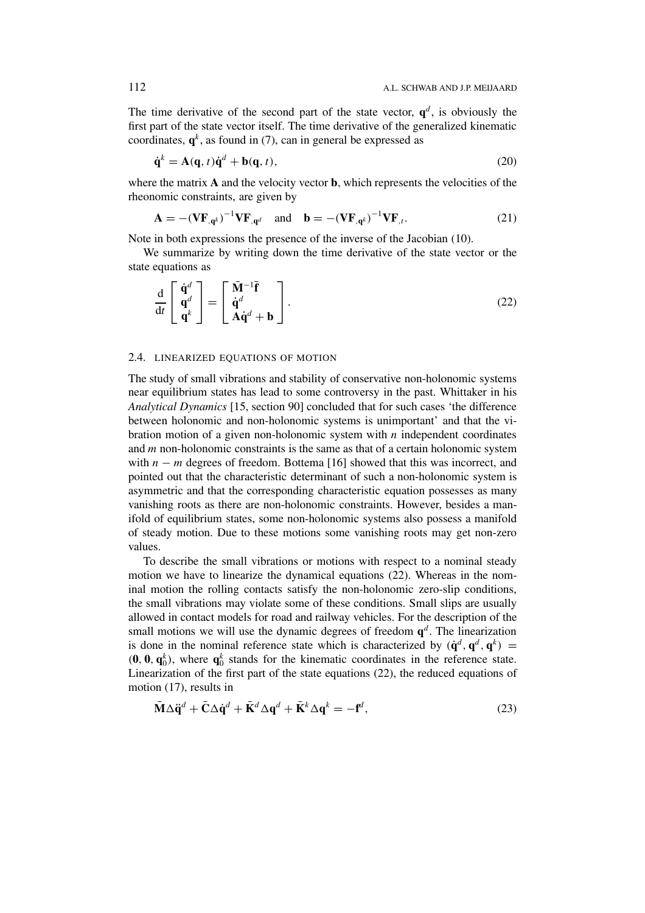The time derivative of the second part of the state vector, $\mathbf{q}^d$, is obviously the first part of the state vector itself. The time derivative of the generalized kinematic coordinates, $\mathbf{q}^k$, as found in (7), can in general be expressed as

$$\dot{\mathbf{q}}^k = \mathbf{A}(\mathbf{q}, t)\dot{\mathbf{q}}^d + \mathbf{b}(\mathbf{q}, t), \tag{20}$$

where the matrix $\mathbf{A}$ and the velocity vector $\mathbf{b}$, which represents the velocities of the rheonomic constraints, are given by

$$\mathbf{A} = -(\mathbf{VF}_{,\mathbf{q}^k})^{-1}\mathbf{VF}_{,\mathbf{q}^d} \quad \text{and} \quad \mathbf{b} = -(\mathbf{VF}_{,\mathbf{q}^k})^{-1}\mathbf{VF}_{,t}. \tag{21}$$

Note in both expressions the presence of the inverse of the Jacobian (10).

We summarize by writing down the time derivative of the state vector or the state equations as

$$\frac{\mathrm{d}}{\mathrm{d}t}\begin{bmatrix} \dot{\mathbf{q}}^d \\ \mathbf{q}^d \\ \mathbf{q}^k \end{bmatrix} = \begin{bmatrix} \bar{\mathbf{M}}^{-1}\bar{\mathbf{f}} \\ \dot{\mathbf{q}}^d \\ \mathbf{A}\dot{\mathbf{q}}^d + \mathbf{b} \end{bmatrix}. \tag{22}$$

### 2.4. LINEARIZED EQUATIONS OF MOTION

The study of small vibrations and stability of conservative non-holonomic systems near equilibrium states has lead to some controversy in the past. Whittaker in his *Analytical Dynamics* [15, section 90] concluded that for such cases 'the difference between holonomic and non-holonomic systems is unimportant' and that the vibration motion of a given non-holonomic system with $n$ independent coordinates and $m$ non-holonomic constraints is the same as that of a certain holonomic system with $n - m$ degrees of freedom. Bottema [16] showed that this was incorrect, and pointed out that the characteristic determinant of such a non-holonomic system is asymmetric and that the corresponding characteristic equation possesses as many vanishing roots as there are non-holonomic constraints. However, besides a manifold of equilibrium states, some non-holonomic systems also possess a manifold of steady motion. Due to these motions some vanishing roots may get non-zero values.

To describe the small vibrations or motions with respect to a nominal steady motion we have to linearize the dynamical equations (22). Whereas in the nominal motion the rolling contacts satisfy the non-holonomic zero-slip conditions, the small vibrations may violate some of these conditions. Small slips are usually allowed in contact models for road and railway vehicles. For the description of the small motions we will use the dynamic degrees of freedom $\mathbf{q}^d$. The linearization is done in the nominal reference state which is characterized by $(\dot{\mathbf{q}}^d, \mathbf{q}^d, \mathbf{q}^k) = (\mathbf{0}, \mathbf{0}, \mathbf{q}_0^k)$, where $\mathbf{q}_0^k$ stands for the kinematic coordinates in the reference state. Linearization of the first part of the state equations (22), the reduced equations of motion (17), results in

$$\bar{\mathbf{M}}\Delta\ddot{\mathbf{q}}^d + \bar{\mathbf{C}}\Delta\dot{\mathbf{q}}^d + \bar{\mathbf{K}}^d\Delta\mathbf{q}^d + \bar{\mathbf{K}}^k\Delta\mathbf{q}^k = -\bar{\mathbf{f}}^d, \tag{23}$$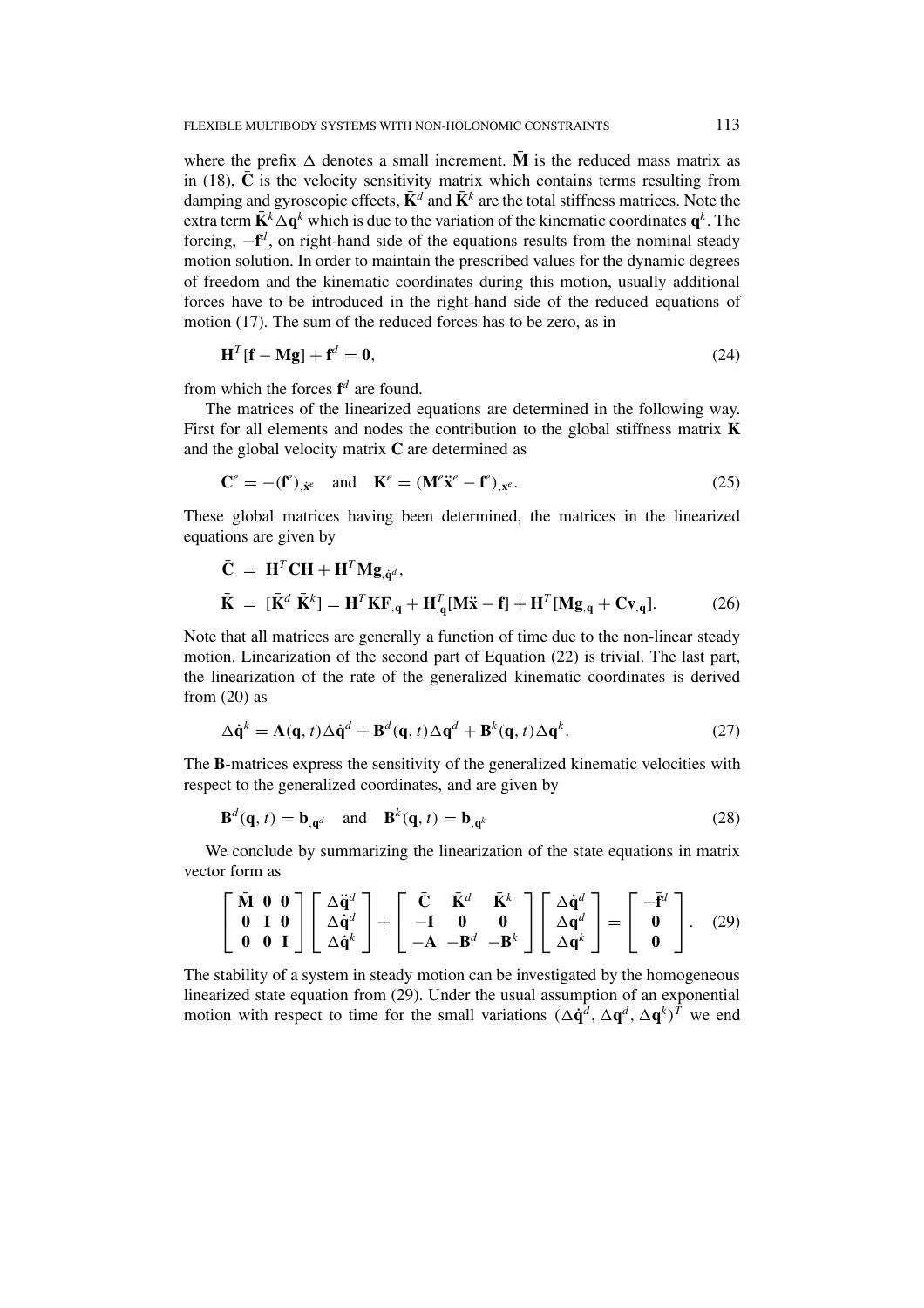where the prefix $\Delta$ denotes a small increment. $\bar{\mathbf{M}}$ is the reduced mass matrix as in (18), $\bar{\mathbf{C}}$ is the velocity sensitivity matrix which contains terms resulting from damping and gyroscopic effects, $\bar{\mathbf{K}}^d$ and $\bar{\mathbf{K}}^k$ are the total stiffness matrices. Note the extra term $\bar{\mathbf{K}}^k \Delta \mathbf{q}^k$ which is due to the variation of the kinematic coordinates $\mathbf{q}^k$. The forcing, $-\bar{\mathbf{f}}^d$, on right-hand side of the equations results from the nominal steady motion solution. In order to maintain the prescribed values for the dynamic degrees of freedom and the kinematic coordinates during this motion, usually additional forces have to be introduced in the right-hand side of the reduced equations of motion (17). The sum of the reduced forces has to be zero, as in

$$\mathbf{H}^T[\mathbf{f} - \mathbf{M}\mathbf{g}] + \bar{\mathbf{f}}^d = \mathbf{0}, \tag{24}$$

from which the forces $\bar{\mathbf{f}}^d$ are found.

The matrices of the linearized equations are determined in the following way. First for all elements and nodes the contribution to the global stiffness matrix $\mathbf{K}$ and the global velocity matrix $\mathbf{C}$ are determined as

$$\mathbf{C}^e = -(\mathbf{f}^e)_{,\dot{\mathbf{x}}^e} \quad \text{and} \quad \mathbf{K}^e = (\mathbf{M}^e \ddot{\mathbf{x}}^e - \mathbf{f}^e)_{,\mathbf{x}^e}. \tag{25}$$

These global matrices having been determined, the matrices in the linearized equations are given by

$$\begin{aligned} \bar{\mathbf{C}} &= \mathbf{H}^T \mathbf{C} \mathbf{H} + \mathbf{H}^T \mathbf{M} \mathbf{g}_{,\dot{\mathbf{q}}^d}, \\ \bar{\mathbf{K}} &= [\bar{\mathbf{K}}^d \; \bar{\mathbf{K}}^k] = \mathbf{H}^T \mathbf{K} \mathbf{F}_{,\mathbf{q}} + \mathbf{H}^T_{,\mathbf{q}}[\mathbf{M}\ddot{\mathbf{x}} - \mathbf{f}] + \mathbf{H}^T[\mathbf{M}\mathbf{g}_{,\mathbf{q}} + \mathbf{C}\mathbf{v}_{,\mathbf{q}}]. \end{aligned} \tag{26}$$

Note that all matrices are generally a function of time due to the non-linear steady motion. Linearization of the second part of Equation (22) is trivial. The last part, the linearization of the rate of the generalized kinematic coordinates is derived from (20) as

$$\Delta \dot{\mathbf{q}}^k = \mathbf{A}(\mathbf{q}, t) \Delta \dot{\mathbf{q}}^d + \mathbf{B}^d(\mathbf{q}, t) \Delta \mathbf{q}^d + \mathbf{B}^k(\mathbf{q}, t) \Delta \mathbf{q}^k. \tag{27}$$

The $\mathbf{B}$-matrices express the sensitivity of the generalized kinematic velocities with respect to the generalized coordinates, and are given by

$$\mathbf{B}^d(\mathbf{q}, t) = \mathbf{b}_{,\mathbf{q}^d} \quad \text{and} \quad \mathbf{B}^k(\mathbf{q}, t) = \mathbf{b}_{,\mathbf{q}^k} \tag{28}$$

We conclude by summarizing the linearization of the state equations in matrix vector form as

$$\begin{bmatrix} \bar{\mathbf{M}} & \mathbf{0} & \mathbf{0} \\ \mathbf{0} & \mathbf{I} & \mathbf{0} \\ \mathbf{0} & \mathbf{0} & \mathbf{I} \end{bmatrix} \begin{bmatrix} \Delta \ddot{\mathbf{q}}^d \\ \Delta \dot{\mathbf{q}}^d \\ \Delta \dot{\mathbf{q}}^k \end{bmatrix} + \begin{bmatrix} \bar{\mathbf{C}} & \bar{\mathbf{K}}^d & \bar{\mathbf{K}}^k \\ -\mathbf{I} & \mathbf{0} & \mathbf{0} \\ -\mathbf{A} & -\mathbf{B}^d & -\mathbf{B}^k \end{bmatrix} \begin{bmatrix} \Delta \dot{\mathbf{q}}^d \\ \Delta \mathbf{q}^d \\ \Delta \mathbf{q}^k \end{bmatrix} = \begin{bmatrix} -\bar{\mathbf{f}}^d \\ \mathbf{0} \\ \mathbf{0} \end{bmatrix}. \tag{29}$$

The stability of a system in steady motion can be investigated by the homogeneous linearized state equation from (29). Under the usual assumption of an exponential motion with respect to time for the small variations $(\Delta \dot{\mathbf{q}}^d, \Delta \mathbf{q}^d, \Delta \mathbf{q}^k)^T$ we end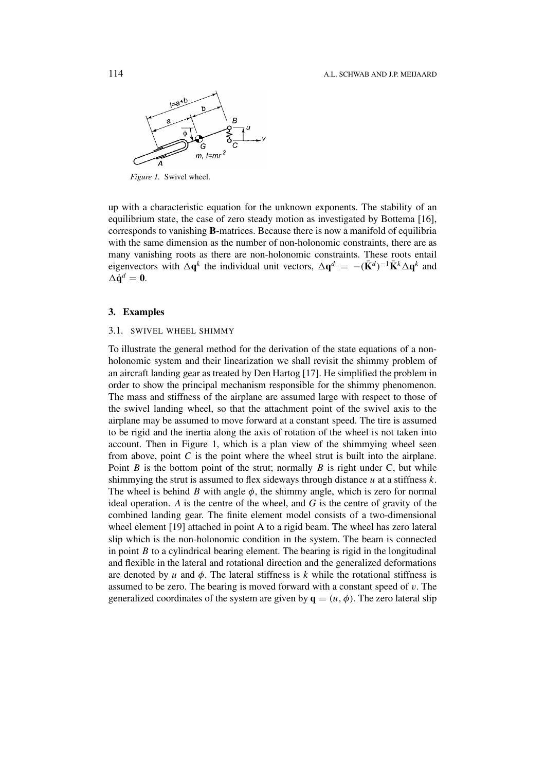*Figure 1.* Swivel wheel.

up with a characteristic equation for the unknown exponents. The stability of an equilibrium state, the case of zero steady motion as investigated by Bottema [16], corresponds to vanishing **B**-matrices. Because there is now a manifold of equilibria with the same dimension as the number of non-holonomic constraints, there are as many vanishing roots as there are non-holonomic constraints. These roots entail eigenvectors with $\Delta\mathbf{q}^k$ the individual unit vectors, $\Delta\mathbf{q}^d = -(\bar{\mathbf{K}}^d)^{-1}\bar{\mathbf{K}}^k\Delta\mathbf{q}^k$ and $\Delta\dot{\mathbf{q}}^d = \mathbf{0}$.

## 3. Examples

### 3.1. Swivel Wheel Shimmy

To illustrate the general method for the derivation of the state equations of a non-holonomic system and their linearization we shall revisit the shimmy problem of an aircraft landing gear as treated by Den Hartog [17]. He simplified the problem in order to show the principal mechanism responsible for the shimmy phenomenon. The mass and stiffness of the airplane are assumed large with respect to those of the swivel landing wheel, so that the attachment point of the swivel axis to the airplane may be assumed to move forward at a constant speed. The tire is assumed to be rigid and the inertia along the axis of rotation of the wheel is not taken into account. Then in Figure 1, which is a plan view of the shimmying wheel seen from above, point $C$ is the point where the wheel strut is built into the airplane. Point $B$ is the bottom point of the strut; normally $B$ is right under C, but while shimmying the strut is assumed to flex sideways through distance $u$ at a stiffness $k$. The wheel is behind $B$ with angle $\phi$, the shimmy angle, which is zero for normal ideal operation. $A$ is the centre of the wheel, and $G$ is the centre of gravity of the combined landing gear. The finite element model consists of a two-dimensional wheel element [19] attached in point A to a rigid beam. The wheel has zero lateral slip which is the non-holonomic condition in the system. The beam is connected in point $B$ to a cylindrical bearing element. The bearing is rigid in the longitudinal and flexible in the lateral and rotational direction and the generalized deformations are denoted by $u$ and $\phi$. The lateral stiffness is $k$ while the rotational stiffness is assumed to be zero. The bearing is moved forward with a constant speed of $v$. The generalized coordinates of the system are given by $\mathbf{q} = (u, \phi)$. The zero lateral slip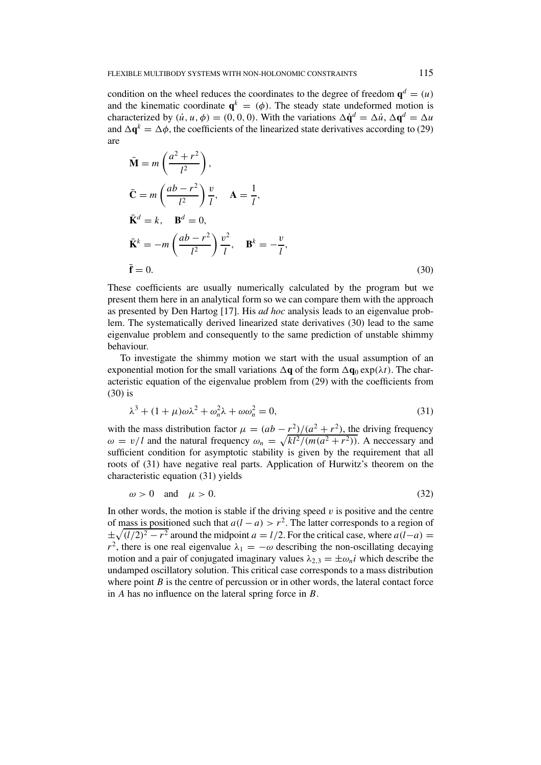condition on the wheel reduces the coordinates to the degree of freedom $\mathbf{q}^d = (u)$ and the kinematic coordinate $\mathbf{q}^k = (\phi)$. The steady state undeformed motion is characterized by $(\dot{u}, u, \phi) = (0, 0, 0)$. With the variations $\Delta\dot{\mathbf{q}}^d = \Delta\dot{u}$, $\Delta\mathbf{q}^d = \Delta u$ and $\Delta\mathbf{q}^k = \Delta\phi$, the coefficients of the linearized state derivatives according to (29) are

$$
\begin{aligned}
\bar{\mathbf{M}} &= m\left(\frac{a^2 + r^2}{l^2}\right),\\
\bar{\mathbf{C}} &= m\left(\frac{ab - r^2}{l^2}\right)\frac{v}{l}, \quad \mathbf{A} = \frac{1}{l},\\
\bar{\mathbf{K}}^d &= k, \quad \mathbf{B}^d = 0,\\
\bar{\mathbf{K}}^k &= -m\left(\frac{ab - r^2}{l^2}\right)\frac{v^2}{l}, \quad \mathbf{B}^k = -\frac{v}{l},\\
\bar{\mathbf{f}} &= 0.
\end{aligned} \tag{30}
$$

These coefficients are usually numerically calculated by the program but we present them here in an analytical form so we can compare them with the approach as presented by Den Hartog [17]. His *ad hoc* analysis leads to an eigenvalue problem. The systematically derived linearized state derivatives (30) lead to the same eigenvalue problem and consequently to the same prediction of unstable shimmy behaviour.

To investigate the shimmy motion we start with the usual assumption of an exponential motion for the small variations $\Delta\mathbf{q}$ of the form $\Delta\mathbf{q}_0 \exp(\lambda t)$. The characteristic equation of the eigenvalue problem from (29) with the coefficients from (30) is

$$
\lambda^3 + (1 + \mu)\omega\lambda^2 + \omega_n^2\lambda + \omega\omega_n^2 = 0, \tag{31}
$$

with the mass distribution factor $\mu = (ab - r^2)/(a^2 + r^2)$, the driving frequency $\omega = v/l$ and the natural frequency $\omega_n = \sqrt{kl^2/(m(a^2 + r^2))}$. A neccessary and sufficient condition for asymptotic stability is given by the requirement that all roots of (31) have negative real parts. Application of Hurwitz's theorem on the characteristic equation (31) yields

$$
\omega > 0 \quad \text{and} \quad \mu > 0. \tag{32}
$$

In other words, the motion is stable if the driving speed $v$ is positive and the centre of mass is positioned such that $a(l - a) > r^2$. The latter corresponds to a region of $\pm\sqrt{(l/2)^2 - r^2}$ around the midpoint $a = l/2$. For the critical case, where $a(l - a) = r^2$, there is one real eigenvalue $\lambda_1 = -\omega$ describing the non-oscillating decaying motion and a pair of conjugated imaginary values $\lambda_{2,3} = \pm\omega_n i$ which describe the undamped oscillatory solution. This critical case corresponds to a mass distribution where point $B$ is the centre of percussion or in other words, the lateral contact force in $A$ has no influence on the lateral spring force in $B$.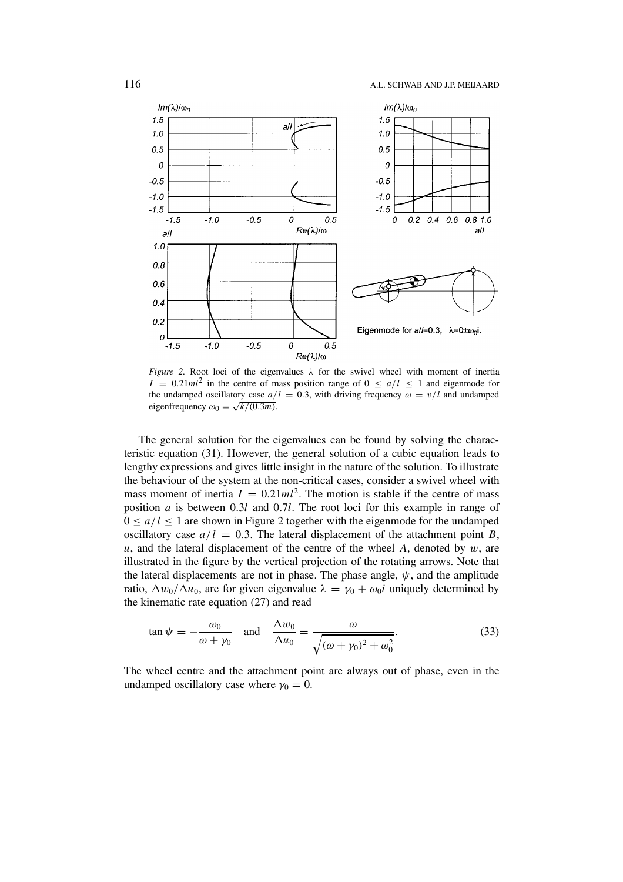*Figure 2.* Root loci of the eigenvalues $\lambda$ for the swivel wheel with moment of inertia $I = 0.21ml^2$ in the centre of mass position range of $0 \leq a/l \leq 1$ and eigenmode for the undamped oscillatory case $a/l = 0.3$, with driving frequency $\omega = v/l$ and undamped eigenfrequency $\omega_0 = \sqrt{k/(0.3m)}$.

The general solution for the eigenvalues can be found by solving the characteristic equation (31). However, the general solution of a cubic equation leads to lengthy expressions and gives little insight in the nature of the solution. To illustrate the behaviour of the system at the non-critical cases, consider a swivel wheel with mass moment of inertia $I = 0.21ml^2$. The motion is stable if the centre of mass position $a$ is between $0.3l$ and $0.7l$. The root loci for this example in range of $0 \leq a/l \leq 1$ are shown in Figure 2 together with the eigenmode for the undamped oscillatory case $a/l = 0.3$. The lateral displacement of the attachment point $B$, $u$, and the lateral displacement of the centre of the wheel $A$, denoted by $w$, are illustrated in the figure by the vertical projection of the rotating arrows. Note that the lateral displacements are not in phase. The phase angle, $\psi$, and the amplitude ratio, $\Delta w_0/\Delta u_0$, are for given eigenvalue $\lambda = \gamma_0 + \omega_0 i$ uniquely determined by the kinematic rate equation (27) and read

$$\tan\psi = -\frac{\omega_0}{\omega + \gamma_0} \quad \text{and} \quad \frac{\Delta w_0}{\Delta u_0} = \frac{\omega}{\sqrt{(\omega + \gamma_0)^2 + \omega_0^2}}. \tag{33}$$

The wheel centre and the attachment point are always out of phase, even in the undamped oscillatory case where $\gamma_0 = 0$.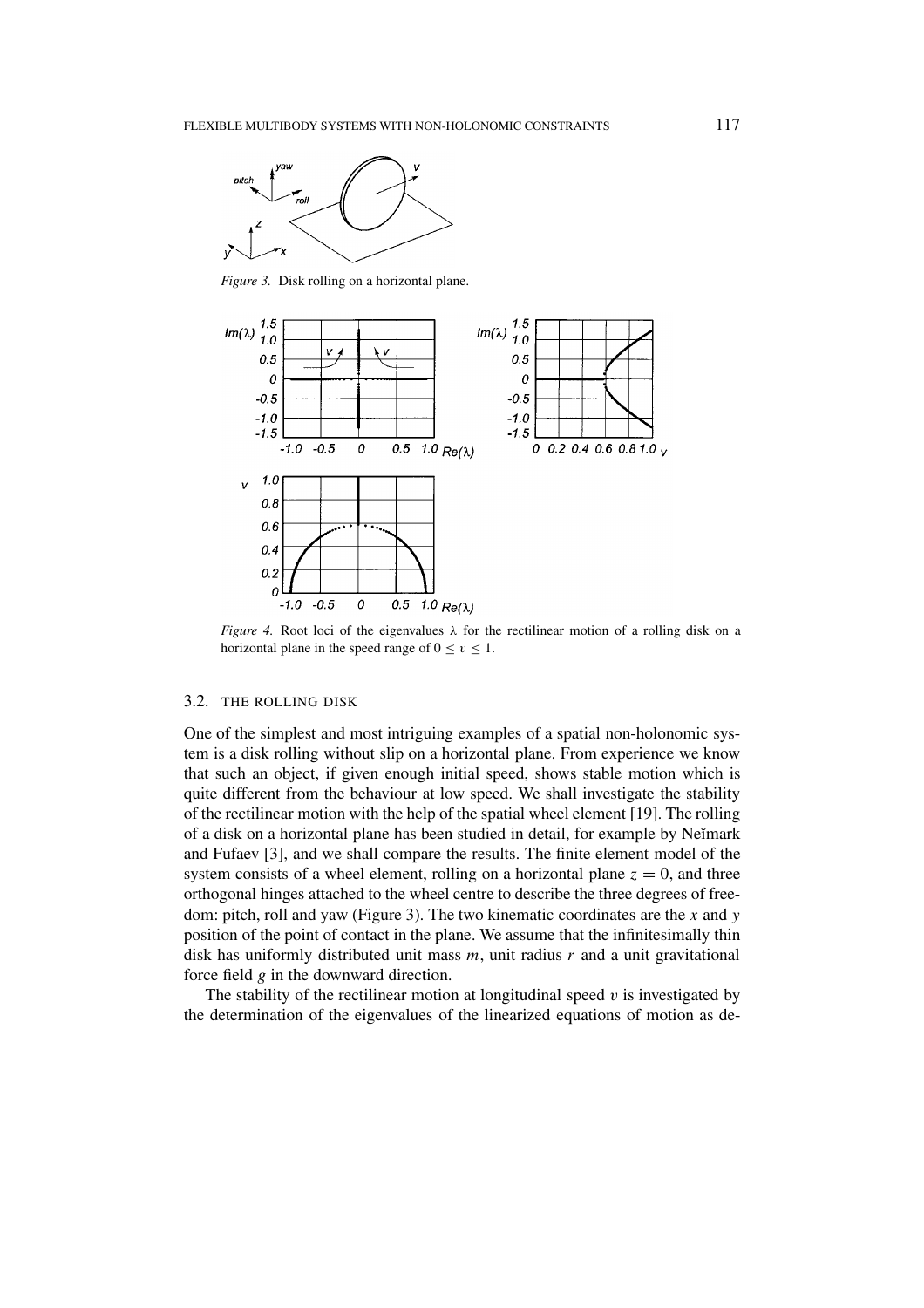*Figure 3.* Disk rolling on a horizontal plane.

*Figure 4.* Root loci of the eigenvalues $\lambda$ for the rectilinear motion of a rolling disk on a horizontal plane in the speed range of $0 \leq v \leq 1$.

### 3.2. THE ROLLING DISK

One of the simplest and most intriguing examples of a spatial non-holonomic system is a disk rolling without slip on a horizontal plane. From experience we know that such an object, if given enough initial speed, shows stable motion which is quite different from the behaviour at low speed. We shall investigate the stability of the rectilinear motion with the help of the spatial wheel element [19]. The rolling of a disk on a horizontal plane has been studied in detail, for example by Neĭmark and Fufaev [3], and we shall compare the results. The finite element model of the system consists of a wheel element, rolling on a horizontal plane $z = 0$, and three orthogonal hinges attached to the wheel centre to describe the three degrees of freedom: pitch, roll and yaw (Figure 3). The two kinematic coordinates are the $x$ and $y$ position of the point of contact in the plane. We assume that the infinitesimally thin disk has uniformly distributed unit mass $m$, unit radius $r$ and a unit gravitational force field $g$ in the downward direction.

The stability of the rectilinear motion at longitudinal speed $v$ is investigated by the determination of the eigenvalues of the linearized equations of motion as de-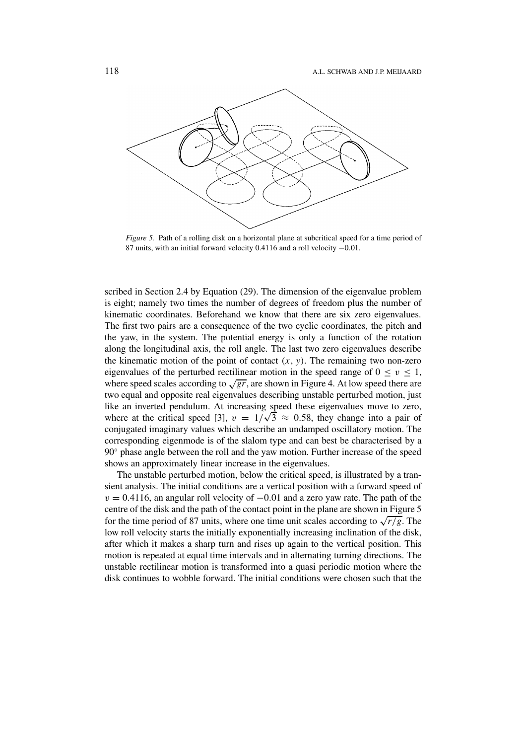*Figure 5.* Path of a rolling disk on a horizontal plane at subcritical speed for a time period of 87 units, with an initial forward velocity 0.4116 and a roll velocity $-0.01$.

scribed in Section 2.4 by Equation (29). The dimension of the eigenvalue problem is eight; namely two times the number of degrees of freedom plus the number of kinematic coordinates. Beforehand we know that there are six zero eigenvalues. The first two pairs are a consequence of the two cyclic coordinates, the pitch and the yaw, in the system. The potential energy is only a function of the rotation along the longitudinal axis, the roll angle. The last two zero eigenvalues describe the kinematic motion of the point of contact $(x, y)$. The remaining two non-zero eigenvalues of the perturbed rectilinear motion in the speed range of $0 \leq v \leq 1$, where speed scales according to $\sqrt{gr}$, are shown in Figure 4. At low speed there are two equal and opposite real eigenvalues describing unstable perturbed motion, just like an inverted pendulum. At increasing speed these eigenvalues move to zero, where at the critical speed [3], $v = 1/\sqrt{3} \approx 0.58$, they change into a pair of conjugated imaginary values which describe an undamped oscillatory motion. The corresponding eigenmode is of the slalom type and can best be characterised by a $90^\circ$ phase angle between the roll and the yaw motion. Further increase of the speed shows an approximately linear increase in the eigenvalues.

The unstable perturbed motion, below the critical speed, is illustrated by a transient analysis. The initial conditions are a vertical position with a forward speed of $v = 0.4116$, an angular roll velocity of $-0.01$ and a zero yaw rate. The path of the centre of the disk and the path of the contact point in the plane are shown in Figure 5 for the time period of 87 units, where one time unit scales according to $\sqrt{r/g}$. The low roll velocity starts the initially exponentially increasing inclination of the disk, after which it makes a sharp turn and rises up again to the vertical position. This motion is repeated at equal time intervals and in alternating turning directions. The unstable rectilinear motion is transformed into a quasi periodic motion where the disk continues to wobble forward. The initial conditions were chosen such that the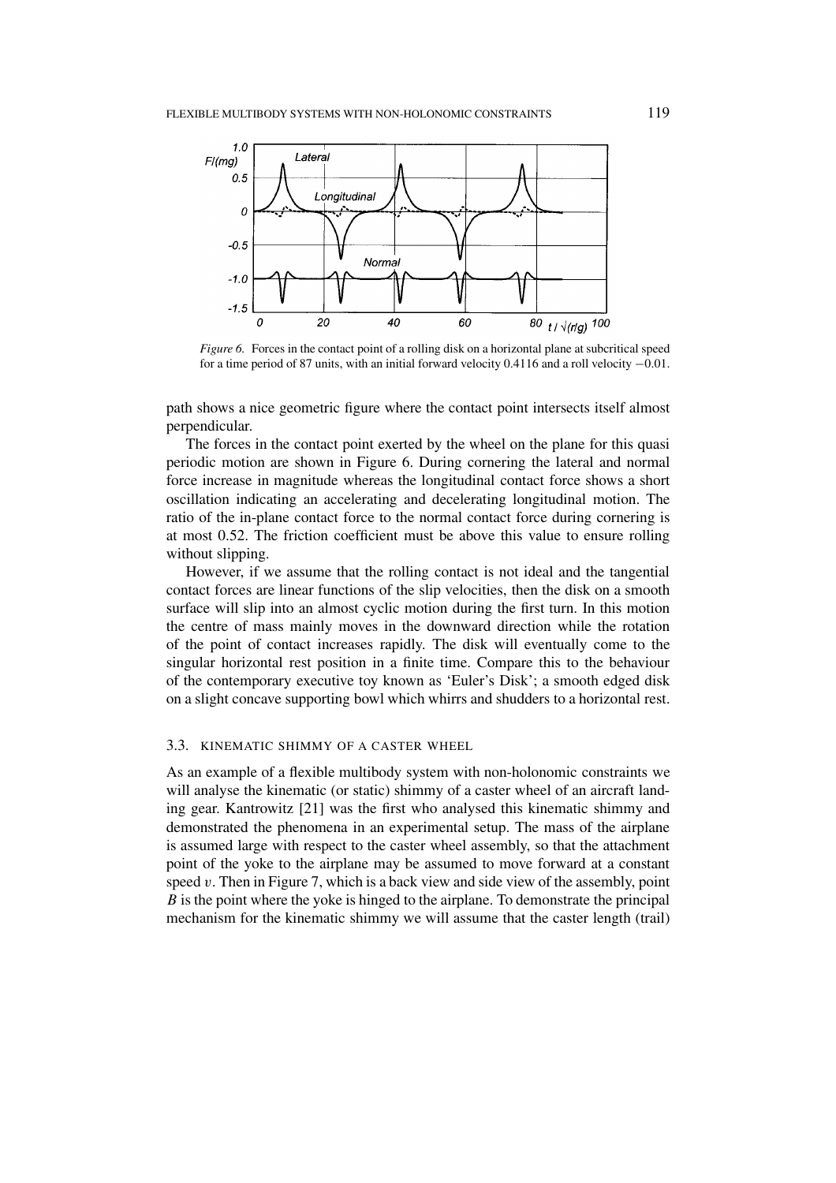*Figure 6.* Forces in the contact point of a rolling disk on a horizontal plane at subcritical speed for a time period of 87 units, with an initial forward velocity 0.4116 and a roll velocity −0.01.

path shows a nice geometric figure where the contact point intersects itself almost perpendicular.

The forces in the contact point exerted by the wheel on the plane for this quasi periodic motion are shown in Figure 6. During cornering the lateral and normal force increase in magnitude whereas the longitudinal contact force shows a short oscillation indicating an accelerating and decelerating longitudinal motion. The ratio of the in-plane contact force to the normal contact force during cornering is at most 0.52. The friction coefficient must be above this value to ensure rolling without slipping.

However, if we assume that the rolling contact is not ideal and the tangential contact forces are linear functions of the slip velocities, then the disk on a smooth surface will slip into an almost cyclic motion during the first turn. In this motion the centre of mass mainly moves in the downward direction while the rotation of the point of contact increases rapidly. The disk will eventually come to the singular horizontal rest position in a finite time. Compare this to the behaviour of the contemporary executive toy known as 'Euler's Disk'; a smooth edged disk on a slight concave supporting bowl which whirrs and shudders to a horizontal rest.

### 3.3. Kinematic Shimmy of a Caster Wheel

As an example of a flexible multibody system with non-holonomic constraints we will analyse the kinematic (or static) shimmy of a caster wheel of an aircraft landing gear. Kantrowitz [21] was the first who analysed this kinematic shimmy and demonstrated the phenomena in an experimental setup. The mass of the airplane is assumed large with respect to the caster wheel assembly, so that the attachment point of the yoke to the airplane may be assumed to move forward at a constant speed $v$. Then in Figure 7, which is a back view and side view of the assembly, point $B$ is the point where the yoke is hinged to the airplane. To demonstrate the principal mechanism for the kinematic shimmy we will assume that the caster length (trail)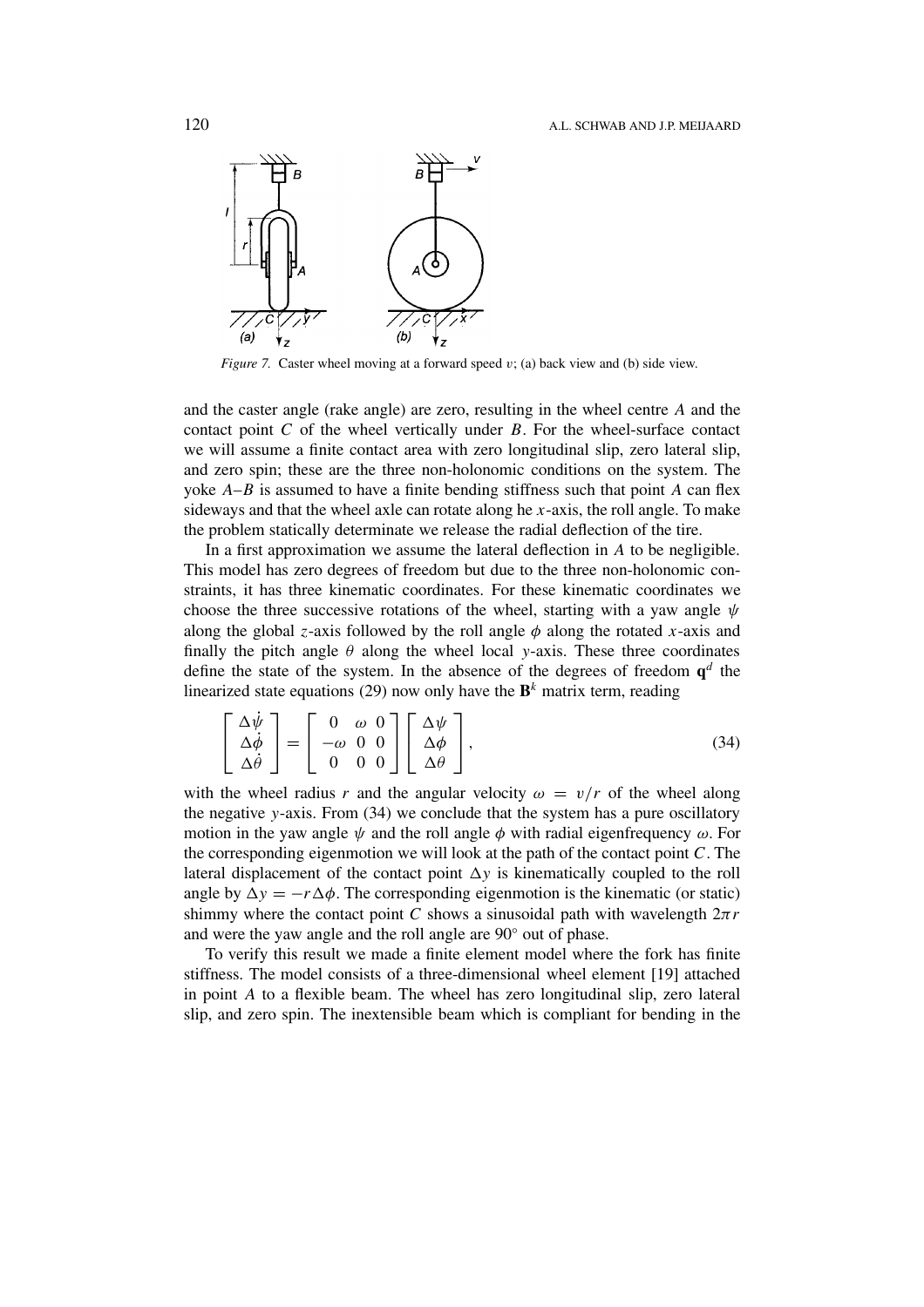*Figure 7.* Caster wheel moving at a forward speed $v$; (a) back view and (b) side view.

and the caster angle (rake angle) are zero, resulting in the wheel centre $A$ and the contact point $C$ of the wheel vertically under $B$. For the wheel-surface contact we will assume a finite contact area with zero longitudinal slip, zero lateral slip, and zero spin; these are the three non-holonomic conditions on the system. The yoke $A$–$B$ is assumed to have a finite bending stiffness such that point $A$ can flex sideways and that the wheel axle can rotate along he $x$-axis, the roll angle. To make the problem statically determinate we release the radial deflection of the tire.

In a first approximation we assume the lateral deflection in $A$ to be negligible. This model has zero degrees of freedom but due to the three non-holonomic constraints, it has three kinematic coordinates. For these kinematic coordinates we choose the three successive rotations of the wheel, starting with a yaw angle $\psi$ along the global $z$-axis followed by the roll angle $\phi$ along the rotated $x$-axis and finally the pitch angle $\theta$ along the wheel local $y$-axis. These three coordinates define the state of the system. In the absence of the degrees of freedom $\mathbf{q}^d$ the linearized state equations (29) now only have the $\mathbf{B}^k$ matrix term, reading

$$
\begin{bmatrix} \Delta\dot{\psi} \\ \Delta\dot{\phi} \\ \Delta\dot{\theta} \end{bmatrix} = \begin{bmatrix} 0 & \omega & 0 \\ -\omega & 0 & 0 \\ 0 & 0 & 0 \end{bmatrix} \begin{bmatrix} \Delta\psi \\ \Delta\phi \\ \Delta\theta \end{bmatrix}, \tag{34}
$$

with the wheel radius $r$ and the angular velocity $\omega = v/r$ of the wheel along the negative $y$-axis. From (34) we conclude that the system has a pure oscillatory motion in the yaw angle $\psi$ and the roll angle $\phi$ with radial eigenfrequency $\omega$. For the corresponding eigenmotion we will look at the path of the contact point $C$. The lateral displacement of the contact point $\Delta y$ is kinematically coupled to the roll angle by $\Delta y = -r\Delta\phi$. The corresponding eigenmotion is the kinematic (or static) shimmy where the contact point $C$ shows a sinusoidal path with wavelength $2\pi r$ and were the yaw angle and the roll angle are 90° out of phase.

To verify this result we made a finite element model where the fork has finite stiffness. The model consists of a three-dimensional wheel element [19] attached in point $A$ to a flexible beam. The wheel has zero longitudinal slip, zero lateral slip, and zero spin. The inextensible beam which is compliant for bending in the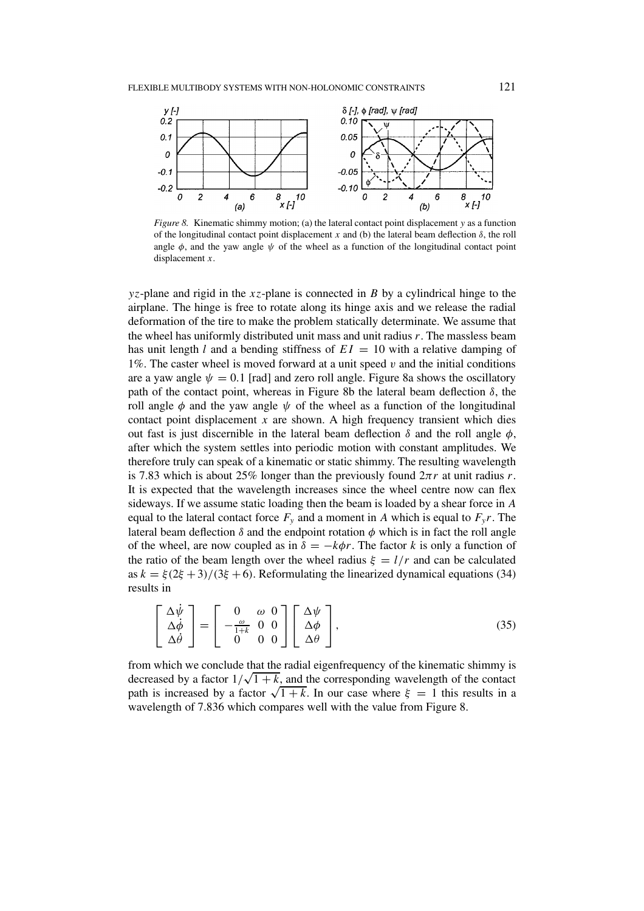*Figure 8.* Kinematic shimmy motion; (a) the lateral contact point displacement $y$ as a function of the longitudinal contact point displacement $x$ and (b) the lateral beam deflection $\delta$, the roll angle $\phi$, and the yaw angle $\psi$ of the wheel as a function of the longitudinal contact point displacement $x$.

$yz$-plane and rigid in the $xz$-plane is connected in $B$ by a cylindrical hinge to the airplane. The hinge is free to rotate along its hinge axis and we release the radial deformation of the tire to make the problem statically determinate. We assume that the wheel has uniformly distributed unit mass and unit radius $r$. The massless beam has unit length $l$ and a bending stiffness of $EI = 10$ with a relative damping of 1%. The caster wheel is moved forward at a unit speed $v$ and the initial conditions are a yaw angle $\psi = 0.1$ [rad] and zero roll angle. Figure 8a shows the oscillatory path of the contact point, whereas in Figure 8b the lateral beam deflection $\delta$, the roll angle $\phi$ and the yaw angle $\psi$ of the wheel as a function of the longitudinal contact point displacement $x$ are shown. A high frequency transient which dies out fast is just discernible in the lateral beam deflection $\delta$ and the roll angle $\phi$, after which the system settles into periodic motion with constant amplitudes. We therefore truly can speak of a kinematic or static shimmy. The resulting wavelength is 7.83 which is about 25% longer than the previously found $2\pi r$ at unit radius $r$. It is expected that the wavelength increases since the wheel centre now can flex sideways. If we assume static loading then the beam is loaded by a shear force in $A$ equal to the lateral contact force $F_y$ and a moment in $A$ which is equal to $F_y r$. The lateral beam deflection $\delta$ and the endpoint rotation $\phi$ which is in fact the roll angle of the wheel, are now coupled as in $\delta = -k\phi r$. The factor $k$ is only a function of the ratio of the beam length over the wheel radius $\xi = l/r$ and can be calculated as $k = \xi(2\xi + 3)/(3\xi + 6)$. Reformulating the linearized dynamical equations (34) results in

$$
\begin{bmatrix} \Delta\dot{\psi} \\ \Delta\dot{\phi} \\ \Delta\dot{\theta} \end{bmatrix} = \begin{bmatrix} 0 & \omega & 0 \\ -\frac{\omega}{1+k} & 0 & 0 \\ 0 & 0 & 0 \end{bmatrix} \begin{bmatrix} \Delta\psi \\ \Delta\phi \\ \Delta\theta \end{bmatrix}, \tag{35}
$$

from which we conclude that the radial eigenfrequency of the kinematic shimmy is decreased by a factor $1/\sqrt{1+k}$, and the corresponding wavelength of the contact path is increased by a factor $\sqrt{1+k}$. In our case where $\xi = 1$ this results in a wavelength of 7.836 which compares well with the value from Figure 8.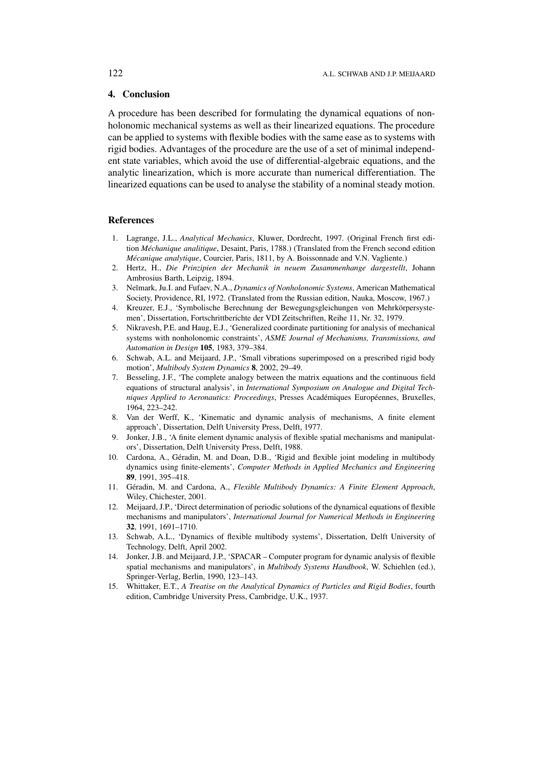## 4. Conclusion

A procedure has been described for formulating the dynamical equations of nonholonomic mechanical systems as well as their linearized equations. The procedure can be applied to systems with flexible bodies with the same ease as to systems with rigid bodies. Advantages of the procedure are the use of a set of minimal independent state variables, which avoid the use of differential-algebraic equations, and the analytic linearization, which is more accurate than numerical differentiation. The linearized equations can be used to analyse the stability of a nominal steady motion.

## References

1. Lagrange, J.L., *Analytical Mechanics*, Kluwer, Dordrecht, 1997. (Original French first edition *Méchanique analitique*, Desaint, Paris, 1788.) (Translated from the French second edition *Mécanique analytique*, Courcier, Paris, 1811, by A. Boissonnade and V.N. Vagliente.)
2. Hertz, H., *Die Prinzipien der Mechanik in neuem Zusammenhange dargestellt*, Johann Ambrosius Barth, Leipzig, 1894.
3. Neĭmark, Ju.I. and Fufaev, N.A., *Dynamics of Nonholonomic Systems*, American Mathematical Society, Providence, RI, 1972. (Translated from the Russian edition, Nauka, Moscow, 1967.)
4. Kreuzer, E.J., 'Symbolische Berechnung der Bewegungsgleichungen von Mehrkörpersystemen', Dissertation, Fortschrittberichte der VDI Zeitschriften, Reihe 11, Nr. 32, 1979.
5. Nikravesh, P.E. and Haug, E.J., 'Generalized coordinate partitioning for analysis of mechanical systems with nonholonomic constraints', *ASME Journal of Mechanisms, Transmissions, and Automation in Design* **105**, 1983, 379–384.
6. Schwab, A.L. and Meijaard, J.P., 'Small vibrations superimposed on a prescribed rigid body motion', *Multibody System Dynamics* **8**, 2002, 29–49.
7. Besseling, J.F., 'The complete analogy between the matrix equations and the continuous field equations of structural analysis', in *International Symposium on Analogue and Digital Techniques Applied to Aeronautics: Proceedings*, Presses Académiques Européennes, Bruxelles, 1964, 223–242.
8. Van der Werff, K., 'Kinematic and dynamic analysis of mechanisms, A finite element approach', Dissertation, Delft University Press, Delft, 1977.
9. Jonker, J.B., 'A finite element dynamic analysis of flexible spatial mechanisms and manipulators', Dissertation, Delft University Press, Delft, 1988.
10. Cardona, A., Géradin, M. and Doan, D.B., 'Rigid and flexible joint modeling in multibody dynamics using finite-elements', *Computer Methods in Applied Mechanics and Engineering* **89**, 1991, 395–418.
11. Géradin, M. and Cardona, A., *Flexible Multibody Dynamics: A Finite Element Approach*, Wiley, Chichester, 2001.
12. Meijaard, J.P., 'Direct determination of periodic solutions of the dynamical equations of flexible mechanisms and manipulators', *International Journal for Numerical Methods in Engineering* **32**, 1991, 1691–1710.
13. Schwab, A.L., 'Dynamics of flexible multibody systems', Dissertation, Delft University of Technology, Delft, April 2002.
14. Jonker, J.B. and Meijaard, J.P., 'SPACAR – Computer program for dynamic analysis of flexible spatial mechanisms and manipulators', in *Multibody Systems Handbook*, W. Schiehlen (ed.), Springer-Verlag, Berlin, 1990, 123–143.
15. Whittaker, E.T., *A Treatise on the Analytical Dynamics of Particles and Rigid Bodies*, fourth edition, Cambridge University Press, Cambridge, U.K., 1937.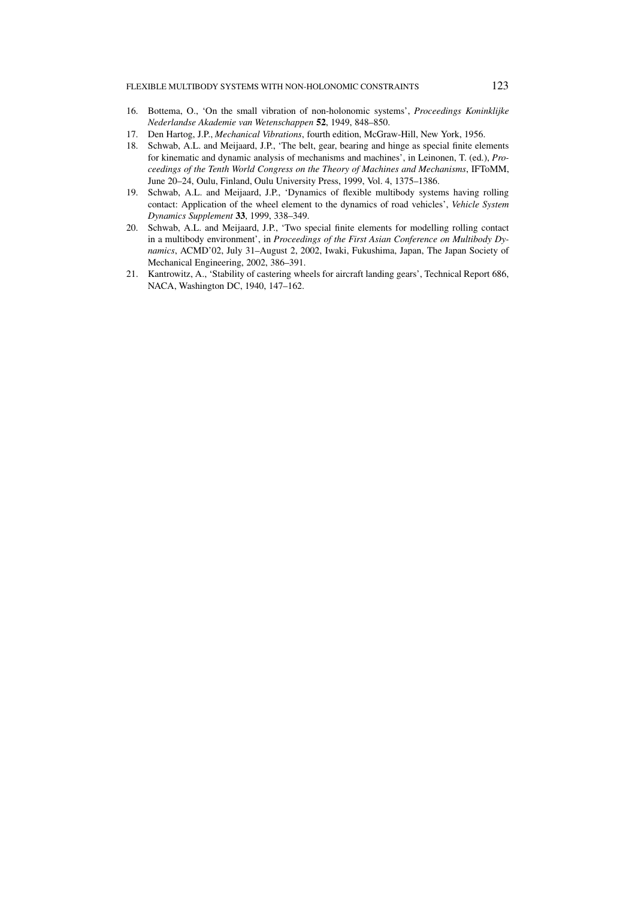16. Bottema, O., 'On the small vibration of non-holonomic systems', *Proceedings Koninklijke Nederlandse Akademie van Wetenschappen* **52**, 1949, 848–850.
17. Den Hartog, J.P., *Mechanical Vibrations*, fourth edition, McGraw-Hill, New York, 1956.
18. Schwab, A.L. and Meijaard, J.P., 'The belt, gear, bearing and hinge as special finite elements for kinematic and dynamic analysis of mechanisms and machines', in Leinonen, T. (ed.), *Proceedings of the Tenth World Congress on the Theory of Machines and Mechanisms*, IFToMM, June 20–24, Oulu, Finland, Oulu University Press, 1999, Vol. 4, 1375–1386.
19. Schwab, A.L. and Meijaard, J.P., 'Dynamics of flexible multibody systems having rolling contact: Application of the wheel element to the dynamics of road vehicles', *Vehicle System Dynamics Supplement* **33**, 1999, 338–349.
20. Schwab, A.L. and Meijaard, J.P., 'Two special finite elements for modelling rolling contact in a multibody environment', in *Proceedings of the First Asian Conference on Multibody Dynamics*, ACMD'02, July 31–August 2, 2002, Iwaki, Fukushima, Japan, The Japan Society of Mechanical Engineering, 2002, 386–391.
21. Kantrowitz, A., 'Stability of castering wheels for aircraft landing gears', Technical Report 686, NACA, Washington DC, 1940, 147–162.